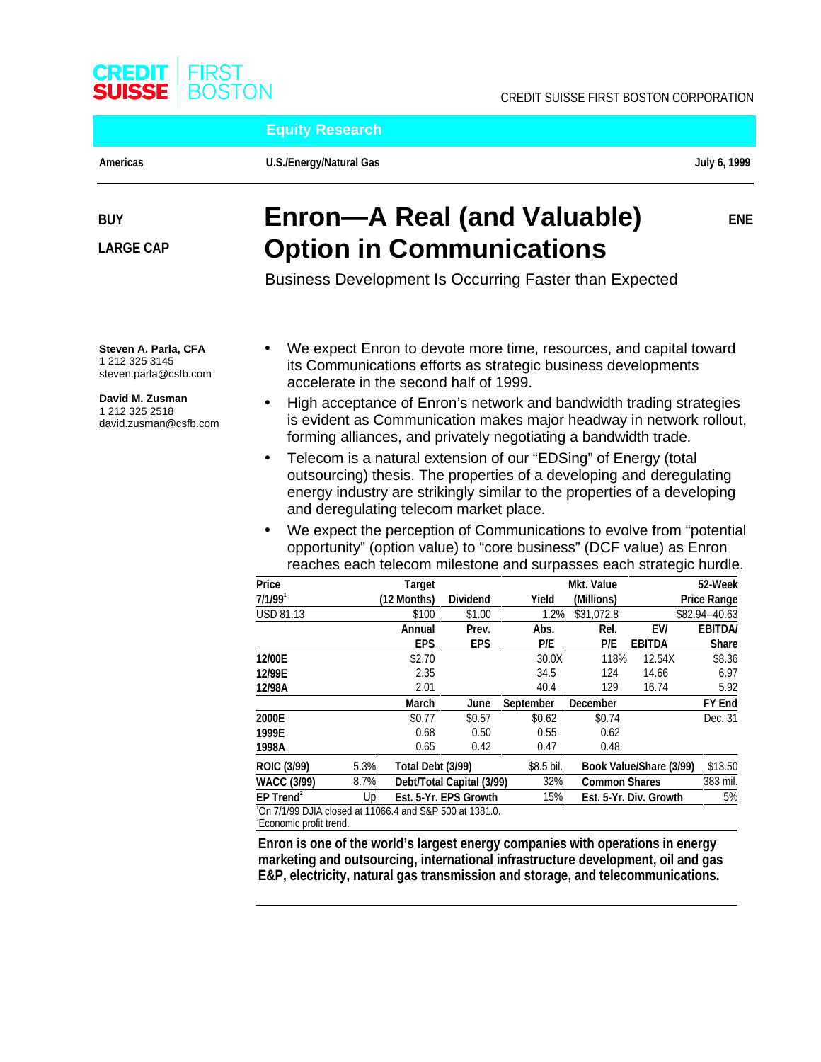CREDIT SUISSE FIRST BOSTON

CREDIT SUISSE FIRST BOSTON CORPORATION

**Equity Research**

**Americas** | **U.S./Energy/Natural Gas** | **July 6, 1999**

**BUY**

**LARGE CAP**

**ENE**

# Enron—A Real (and Valuable) Option in Communications

## Business Development Is Occurring Faster than Expected

**Steven A. Parla, CFA**
1 212 325 3145
steven.parla@csfb.com

**David M. Zusman**
1 212 325 2518
david.zusman@csfb.com

- We expect Enron to devote more time, resources, and capital toward its Communications efforts as strategic business developments accelerate in the second half of 1999.
- High acceptance of Enron's network and bandwidth trading strategies is evident as Communication makes major headway in network rollout, forming alliances, and privately negotiating a bandwidth trade.
- Telecom is a natural extension of our "EDSing" of Energy (total outsourcing) thesis. The properties of a developing and deregulating energy industry are strikingly similar to the properties of a developing and deregulating telecom market place.
- We expect the perception of Communications to evolve from "potential opportunity" (option value) to "core business" (DCF value) as Enron reaches each telecom milestone and surpasses each strategic hurdle.

| Price 7/1/99[1] | | Target (12 Months) | Dividend | Yield | Mkt. Value (Millions) | | 52-Week Price Range |
|---|---|---|---|---|---|---|---|
| USD 81.13 | | $100 | $1.00 | 1.2% | $31,072.8 | | $82.94–40.63 |
| | | **Annual EPS** | **Prev. EPS** | **Abs. P/E** | **Rel. P/E** | **EV/ EBITDA** | **EBITDA/ Share** |
| **12/00E** | | $2.70 | | 30.0X | 118% | 12.54X | $8.36 |
| **12/99E** | | 2.35 | | 34.5 | 124 | 14.66 | 6.97 |
| **12/98A** | | 2.01 | | 40.4 | 129 | 16.74 | 5.92 |
| | | **March** | **June** | **September** | **December** | | **FY End** |
| **2000E** | | $0.77 | $0.57 | $0.62 | $0.74 | | Dec. 31 |
| **1999E** | | 0.68 | 0.50 | 0.55 | 0.62 | | |
| **1998A** | | 0.65 | 0.42 | 0.47 | 0.48 | | |

| | | | | | |
|---|---|---|---|---|---|
| **ROIC (3/99)** | 5.3% | **Total Debt (3/99)** | $8.5 bil. | **Book Value/Share (3/99)** | $13.50 |
| **WACC (3/99)** | 8.7% | **Debt/Total Capital (3/99)** | 32% | **Common Shares** | 383 mil. |
| **EP Trend[2]** | Up | **Est. 5-Yr. EPS Growth** | 15% | **Est. 5-Yr. Div. Growth** | 5% |

[1] On 7/1/99 DJIA closed at 11066.4 and S&P 500 at 1381.0.
[2] Economic profit trend.

**Enron is one of the world's largest energy companies with operations in energy marketing and outsourcing, international infrastructure development, oil and gas E&P, electricity, natural gas transmission and storage, and telecommunications.**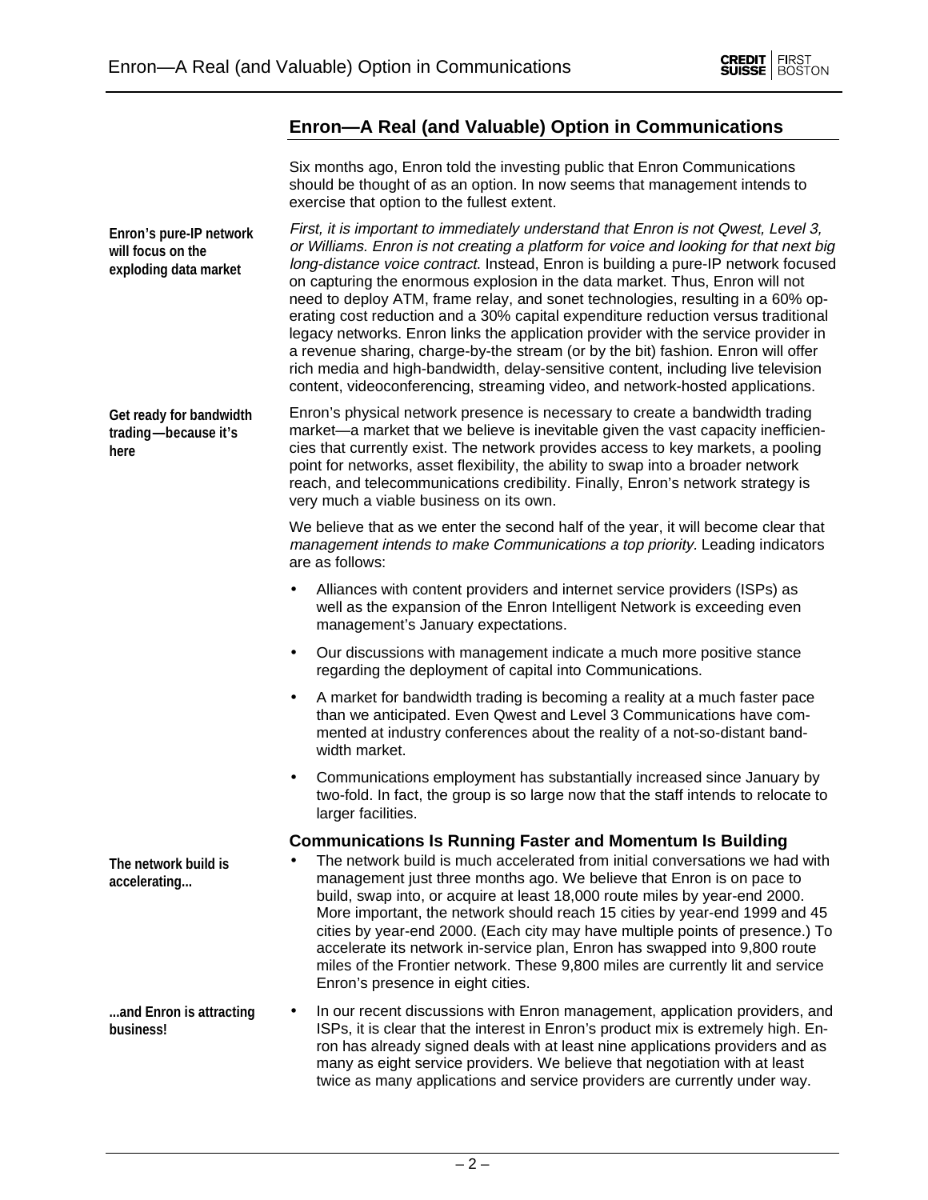## Enron—A Real (and Valuable) Option in Communications

Six months ago, Enron told the investing public that Enron Communications should be thought of as an option. In now seems that management intends to exercise that option to the fullest extent.

**Enron's pure-IP network will focus on the exploding data market**

*First, it is important to immediately understand that Enron is not Qwest, Level 3, or Williams. Enron is not creating a platform for voice and looking for that next big long-distance voice contract.* Instead, Enron is building a pure-IP network focused on capturing the enormous explosion in the data market. Thus, Enron will not need to deploy ATM, frame relay, and sonet technologies, resulting in a 60% operating cost reduction and a 30% capital expenditure reduction versus traditional legacy networks. Enron links the application provider with the service provider in a revenue sharing, charge-by-the stream (or by the bit) fashion. Enron will offer rich media and high-bandwidth, delay-sensitive content, including live television content, videoconferencing, streaming video, and network-hosted applications.

**Get ready for bandwidth trading—because it's here**

Enron's physical network presence is necessary to create a bandwidth trading market—a market that we believe is inevitable given the vast capacity inefficiencies that currently exist. The network provides access to key markets, a pooling point for networks, asset flexibility, the ability to swap into a broader network reach, and telecommunications credibility. Finally, Enron's network strategy is very much a viable business on its own.

We believe that as we enter the second half of the year, it will become clear that *management intends to make Communications a top priority.* Leading indicators are as follows:

- Alliances with content providers and internet service providers (ISPs) as well as the expansion of the Enron Intelligent Network is exceeding even management's January expectations.
- Our discussions with management indicate a much more positive stance regarding the deployment of capital into Communications.
- A market for bandwidth trading is becoming a reality at a much faster pace than we anticipated. Even Qwest and Level 3 Communications have commented at industry conferences about the reality of a not-so-distant bandwidth market.
- Communications employment has substantially increased since January by two-fold. In fact, the group is so large now that the staff intends to relocate to larger facilities.

### Communications Is Running Faster and Momentum Is Building

**The network build is accelerating...**

- The network build is much accelerated from initial conversations we had with management just three months ago. We believe that Enron is on pace to build, swap into, or acquire at least 18,000 route miles by year-end 2000. More important, the network should reach 15 cities by year-end 1999 and 45 cities by year-end 2000. (Each city may have multiple points of presence.) To accelerate its network in-service plan, Enron has swapped into 9,800 route miles of the Frontier network. These 9,800 miles are currently lit and service Enron's presence in eight cities.

**...and Enron is attracting business!**

- In our recent discussions with Enron management, application providers, and ISPs, it is clear that the interest in Enron's product mix is extremely high. Enron has already signed deals with at least nine applications providers and as many as eight service providers. We believe that negotiation with at least twice as many applications and service providers are currently under way.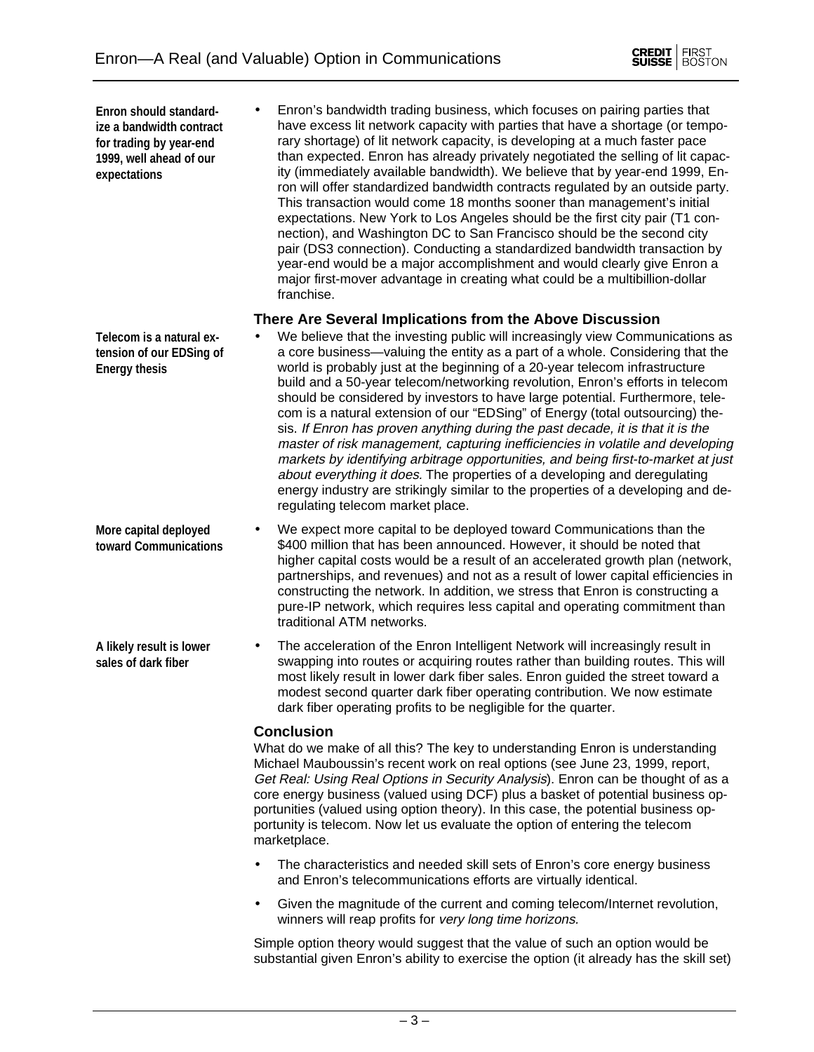**Enron should standardize a bandwidth contract for trading by year-end 1999, well ahead of our expectations**

- Enron's bandwidth trading business, which focuses on pairing parties that have excess lit network capacity with parties that have a shortage (or temporary shortage) of lit network capacity, is developing at a much faster pace than expected. Enron has already privately negotiated the selling of lit capacity (immediately available bandwidth). We believe that by year-end 1999, Enron will offer standardized bandwidth contracts regulated by an outside party. This transaction would come 18 months sooner than management's initial expectations. New York to Los Angeles should be the first city pair (T1 connection), and Washington DC to San Francisco should be the second city pair (DS3 connection). Conducting a standardized bandwidth transaction by year-end would be a major accomplishment and would clearly give Enron a major first-mover advantage in creating what could be a multibillion-dollar franchise.

### There Are Several Implications from the Above Discussion

**Telecom is a natural extension of our EDSing of Energy thesis**

- We believe that the investing public will increasingly view Communications as a core business—valuing the entity as a part of a whole. Considering that the world is probably just at the beginning of a 20-year telecom infrastructure build and a 50-year telecom/networking revolution, Enron's efforts in telecom should be considered by investors to have large potential. Furthermore, telecom is a natural extension of our "EDSing" of Energy (total outsourcing) thesis. *If Enron has proven anything during the past decade, it is that it is the master of risk management, capturing inefficiencies in volatile and developing markets by identifying arbitrage opportunities, and being first-to-market at just about everything it does.* The properties of a developing and deregulating energy industry are strikingly similar to the properties of a developing and deregulating telecom market place.

**More capital deployed toward Communications**

- We expect more capital to be deployed toward Communications than the $400 million that has been announced. However, it should be noted that higher capital costs would be a result of an accelerated growth plan (network, partnerships, and revenues) and not as a result of lower capital efficiencies in constructing the network. In addition, we stress that Enron is constructing a pure-IP network, which requires less capital and operating commitment than traditional ATM networks.

**A likely result is lower sales of dark fiber**

- The acceleration of the Enron Intelligent Network will increasingly result in swapping into routes or acquiring routes rather than building routes. This will most likely result in lower dark fiber sales. Enron guided the street toward a modest second quarter dark fiber operating contribution. We now estimate dark fiber operating profits to be negligible for the quarter.

### Conclusion

What do we make of all this? The key to understanding Enron is understanding Michael Mauboussin's recent work on real options (see June 23, 1999, report, *Get Real: Using Real Options in Security Analysis*). Enron can be thought of as a core energy business (valued using DCF) plus a basket of potential business opportunities (valued using option theory). In this case, the potential business opportunity is telecom. Now let us evaluate the option of entering the telecom marketplace.

- The characteristics and needed skill sets of Enron's core energy business and Enron's telecommunications efforts are virtually identical.
- Given the magnitude of the current and coming telecom/Internet revolution, winners will reap profits for *very long time horizons.*

Simple option theory would suggest that the value of such an option would be substantial given Enron's ability to exercise the option (it already has the skill set)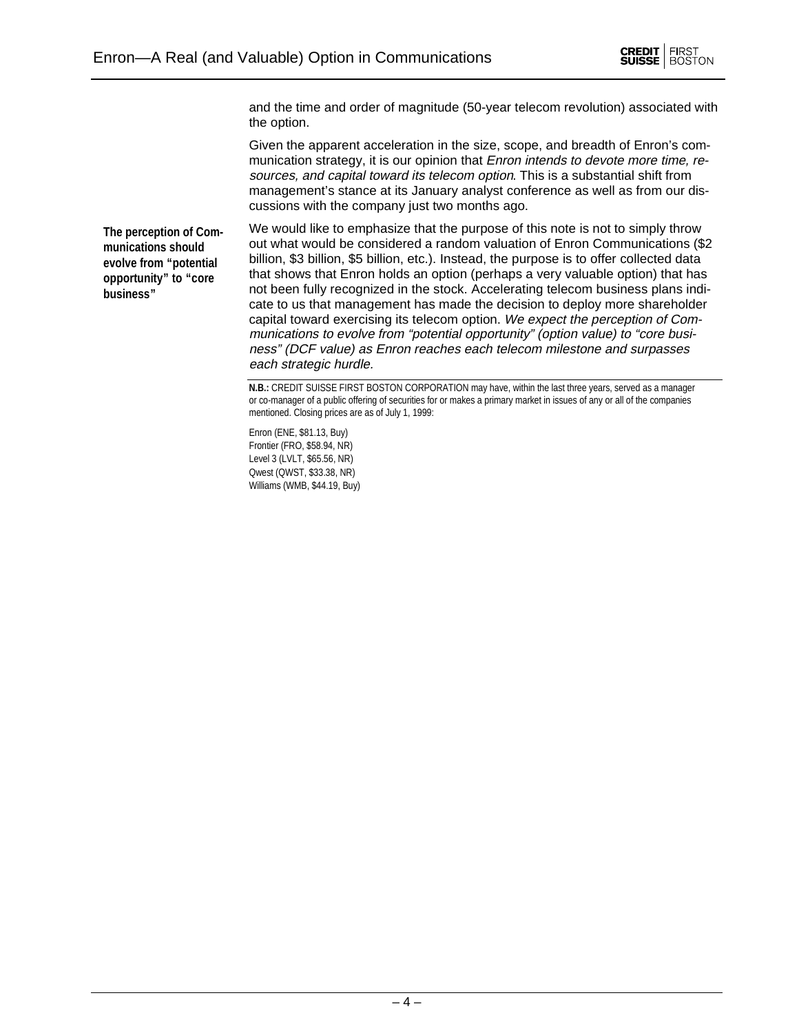and the time and order of magnitude (50-year telecom revolution) associated with the option.

Given the apparent acceleration in the size, scope, and breadth of Enron's communication strategy, it is our opinion that *Enron intends to devote more time, resources, and capital toward its telecom option*. This is a substantial shift from management's stance at its January analyst conference as well as from our discussions with the company just two months ago.

**The perception of Communications should evolve from "potential opportunity" to "core business"**

We would like to emphasize that the purpose of this note is not to simply throw out what would be considered a random valuation of Enron Communications ($2 billion, $3 billion, $5 billion, etc.). Instead, the purpose is to offer collected data that shows that Enron holds an option (perhaps a very valuable option) that has not been fully recognized in the stock. Accelerating telecom business plans indicate to us that management has made the decision to deploy more shareholder capital toward exercising its telecom option. *We expect the perception of Communications to evolve from "potential opportunity" (option value) to "core business" (DCF value) as Enron reaches each telecom milestone and surpasses each strategic hurdle.*

---

**N.B.:** CREDIT SUISSE FIRST BOSTON CORPORATION may have, within the last three years, served as a manager or co-manager of a public offering of securities for or makes a primary market in issues of any or all of the companies mentioned. Closing prices are as of July 1, 1999:

Enron (ENE, $81.13, Buy)
Frontier (FRO, $58.94, NR)
Level 3 (LVLT, $65.56, NR)
Qwest (QWST, $33.38, NR)
Williams (WMB, $44.19, Buy)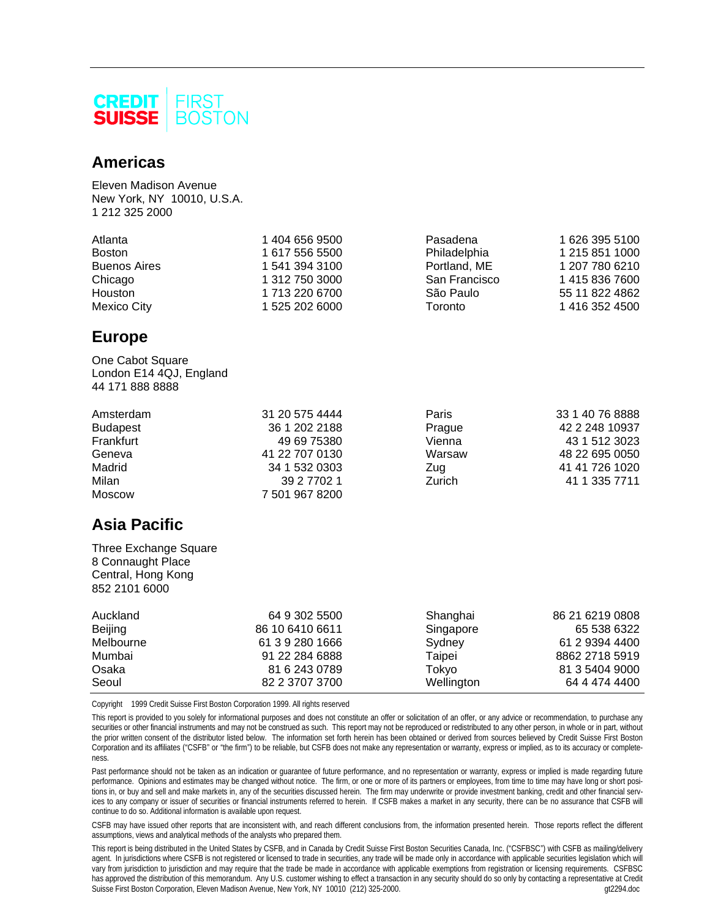CREDIT SUISSE | FIRST BOSTON

## Americas

Eleven Madison Avenue
New York, NY 10010, U.S.A.
1 212 325 2000

| | | | |
|---|---|---|---|
| Atlanta | 1 404 656 9500 | Pasadena | 1 626 395 5100 |
| Boston | 1 617 556 5500 | Philadelphia | 1 215 851 1000 |
| Buenos Aires | 1 541 394 3100 | Portland, ME | 1 207 780 6210 |
| Chicago | 1 312 750 3000 | San Francisco | 1 415 836 7600 |
| Houston | 1 713 220 6700 | São Paulo | 55 11 822 4862 |
| Mexico City | 1 525 202 6000 | Toronto | 1 416 352 4500 |

## Europe

One Cabot Square
London E14 4QJ, England
44 171 888 8888

| | | | |
|---|---|---|---|
| Amsterdam | 31 20 575 4444 | Paris | 33 1 40 76 8888 |
| Budapest | 36 1 202 2188 | Prague | 42 2 248 10937 |
| Frankfurt | 49 69 75380 | Vienna | 43 1 512 3023 |
| Geneva | 41 22 707 0130 | Warsaw | 48 22 695 0050 |
| Madrid | 34 1 532 0303 | Zug | 41 41 726 1020 |
| Milan | 39 2 7702 1 | Zurich | 41 1 335 7711 |
| Moscow | 7 501 967 8200 | | |

## Asia Pacific

Three Exchange Square
8 Connaught Place
Central, Hong Kong
852 2101 6000

| | | | |
|---|---|---|---|
| Auckland | 64 9 302 5500 | Shanghai | 86 21 6219 0808 |
| Beijing | 86 10 6410 6611 | Singapore | 65 538 6322 |
| Melbourne | 61 3 9 280 1666 | Sydney | 61 2 9394 4400 |
| Mumbai | 91 22 284 6888 | Taipei | 8862 2718 5919 |
| Osaka | 81 6 243 0789 | Tokyo | 81 3 5404 9000 |
| Seoul | 82 2 3707 3700 | Wellington | 64 4 474 4400 |

Copyright 1999 Credit Suisse First Boston Corporation 1999. All rights reserved

This report is provided to you solely for informational purposes and does not constitute an offer or solicitation of an offer, or any advice or recommendation, to purchase any securities or other financial instruments and may not be construed as such. This report may not be reproduced or redistributed to any other person, in whole or in part, without the prior written consent of the distributor listed below. The information set forth herein has been obtained or derived from sources believed by Credit Suisse First Boston Corporation and its affiliates ("CSFB" or "the firm") to be reliable, but CSFB does not make any representation or warranty, express or implied, as to its accuracy or completeness.

Past performance should not be taken as an indication or guarantee of future performance, and no representation or warranty, express or implied is made regarding future performance. Opinions and estimates may be changed without notice. The firm, or one or more of its partners or employees, from time to time may have long or short positions in, or buy and sell and make markets in, any of the securities discussed herein. The firm may underwrite or provide investment banking, credit and other financial services to any company or issuer of securities or financial instruments referred to herein. If CSFB makes a market in any security, there can be no assurance that CSFB will continue to do so. Additional information is available upon request.

CSFB may have issued other reports that are inconsistent with, and reach different conclusions from, the information presented herein. Those reports reflect the different assumptions, views and analytical methods of the analysts who prepared them.

This report is being distributed in the United States by CSFB, and in Canada by Credit Suisse First Boston Securities Canada, Inc. ("CSFBSC") with CSFB as mailing/delivery agent. In jurisdictions where CSFB is not registered or licensed to trade in securities, any trade will be made only in accordance with applicable securities legislation which will vary from jurisdiction to jurisdiction and may require that the trade be made in accordance with applicable exemptions from registration or licensing requirements. CSFBSC has approved the distribution of this memorandum. Any U.S. customer wishing to effect a transaction in any security should do so only by contacting a representative at Credit Suisse First Boston Corporation, Eleven Madison Avenue, New York, NY 10010 (212) 325-2000. gt2294.doc